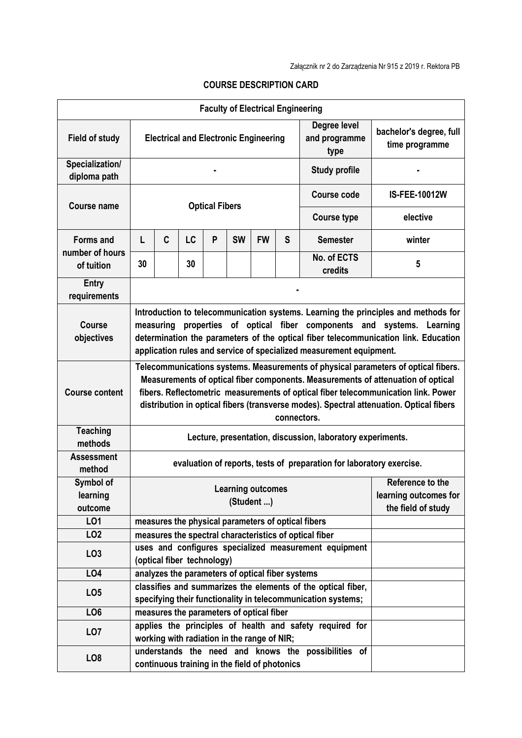Załącznik nr 2 do Zarządzenia Nr 915 z 2019 r. Rektora PB

## COURSE DESCRIPTION CARD

| Faculty of Electrical Engineering | | | | | | | | | |
|---|---|---|---|---|---|---|---|---|---|
| **Field of study** | Electrical and Electronic Engineering | | | | | | | **Degree level and programme type** | bachelor's degree, full time programme |
| **Specialization/ diploma path** | - | | | | | | | **Study profile** | - |
| **Course name** | Optical Fibers | | | | | | | **Course code** | IS-FEE-10012W |
| | | | | | | | | **Course type** | elective |
| **Forms and number of hours of tuition** | L | C | LC | P | SW | FW | S | **Semester** | winter |
| | 30 | | 30 | | | | | **No. of ECTS credits** | 5 |
| **Entry requirements** | - | | | | | | | | |
| **Course objectives** | Introduction to telecommunication systems. Learning the principles and methods for measuring properties of optical fiber components and systems. Learning determination the parameters of the optical fiber telecommunication link. Education application rules and service of specialized measurement equipment. | | | | | | | | |
| **Course content** | Telecommunications systems. Measurements of physical parameters of optical fibers. Measurements of optical fiber components. Measurements of attenuation of optical fibers. Reflectometric measurements of optical fiber telecommunication link. Power distribution in optical fibers (transverse modes). Spectral attenuation. Optical fibers connectors. | | | | | | | | |
| **Teaching methods** | Lecture, presentation, discussion, laboratory experiments. | | | | | | | | |
| **Assessment method** | evaluation of reports, tests of preparation for laboratory exercise. | | | | | | | | |
| **Symbol of learning outcome** | **Learning outcomes (Student ...)** | | | | | | | | **Reference to the learning outcomes for the field of study** |
| LO1 | measures the physical parameters of optical fibers | | | | | | | | |
| LO2 | measures the spectral characteristics of optical fiber | | | | | | | | |
| LO3 | uses and configures specialized measurement equipment (optical fiber technology) | | | | | | | | |
| LO4 | analyzes the parameters of optical fiber systems | | | | | | | | |
| LO5 | classifies and summarizes the elements of the optical fiber, specifying their functionality in telecommunication systems; | | | | | | | | |
| LO6 | measures the parameters of optical fiber | | | | | | | | |
| LO7 | applies the principles of health and safety required for working with radiation in the range of NIR; | | | | | | | | |
| LO8 | understands the need and knows the possibilities of continuous training in the field of photonics | | | | | | | | |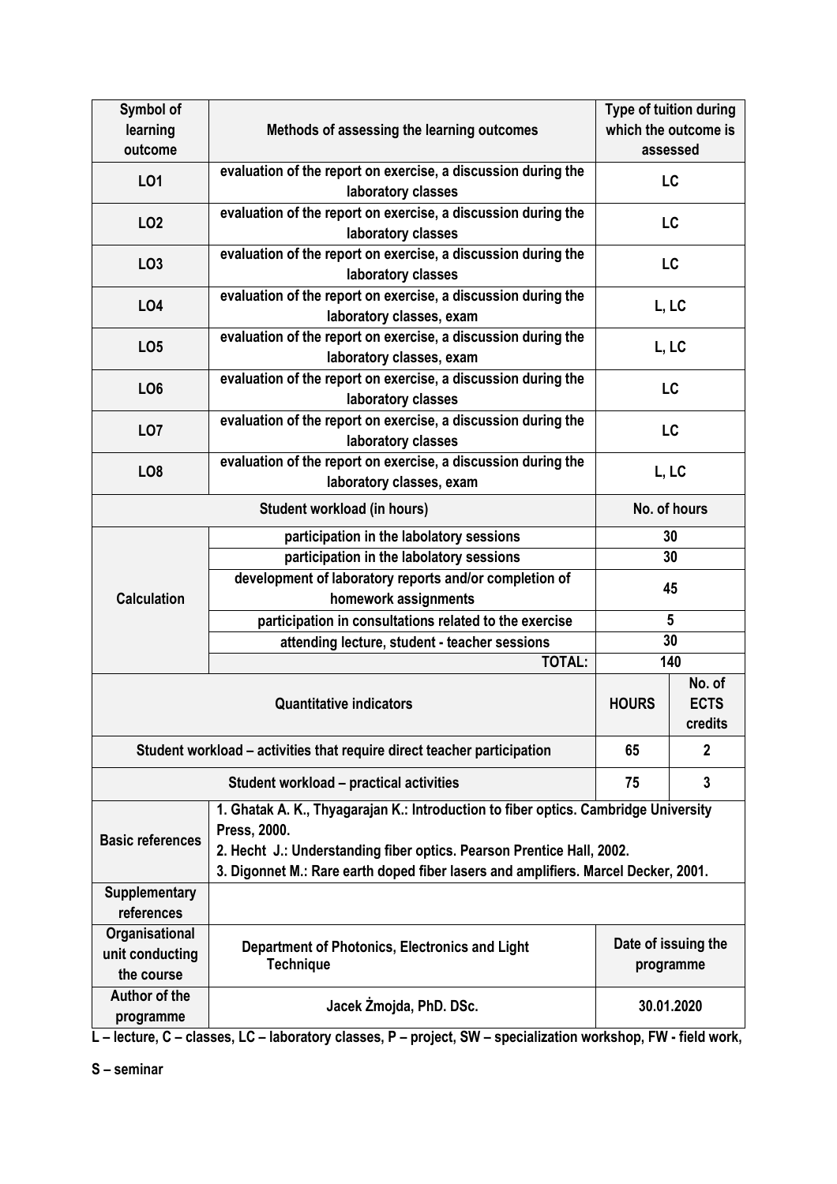| Symbol of learning outcome | Methods of assessing the learning outcomes | Type of tuition during which the outcome is assessed | |
|---|---|---|---|
| LO1 | evaluation of the report on exercise, a discussion during the laboratory classes | LC | |
| LO2 | evaluation of the report on exercise, a discussion during the laboratory classes | LC | |
| LO3 | evaluation of the report on exercise, a discussion during the laboratory classes | LC | |
| LO4 | evaluation of the report on exercise, a discussion during the laboratory classes, exam | L, LC | |
| LO5 | evaluation of the report on exercise, a discussion during the laboratory classes, exam | L, LC | |
| LO6 | evaluation of the report on exercise, a discussion during the laboratory classes | LC | |
| LO7 | evaluation of the report on exercise, a discussion during the laboratory classes | LC | |
| LO8 | evaluation of the report on exercise, a discussion during the laboratory classes, exam | L, LC | |
| Student workload (in hours) | | No. of hours | |
| Calculation | participation in the labolatory sessions | 30 | |
| | participation in the labolatory sessions | 30 | |
| | development of laboratory reports and/or completion of homework assignments | 45 | |
| | participation in consultations related to the exercise | 5 | |
| | attending lecture, student - teacher sessions | 30 | |
| | TOTAL: | 140 | |
| Quantitative indicators | | HOURS | No. of ECTS credits |
| Student workload – activities that require direct teacher participation | | 65 | 2 |
| Student workload – practical activities | | 75 | 3 |
| Basic references | 1. Ghatak A. K., Thyagarajan K.: Introduction to fiber optics. Cambridge University Press, 2000.<br>2. Hecht J.: Understanding fiber optics. Pearson Prentice Hall, 2002.<br>3. Digonnet M.: Rare earth doped fiber lasers and amplifiers. Marcel Decker, 2001. | | |
| Supplementary references | | | |
| Organisational unit conducting the course | Department of Photonics, Electronics and Light Technique | Date of issuing the programme | |
| Author of the programme | Jacek Żmojda, PhD. DSc. | 30.01.2020 | |

**L – lecture, C – classes, LC – laboratory classes, P – project, SW – specialization workshop, FW - field work, S – seminar**